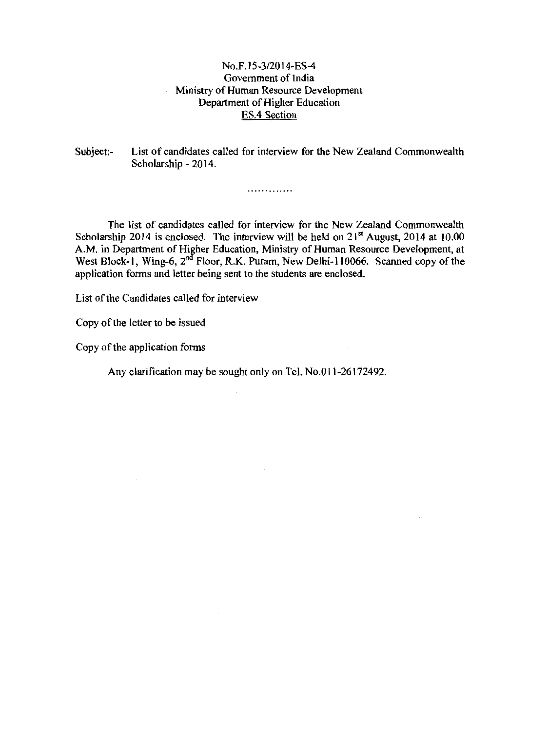No.F.15-3/2014-ES-4
Government of India
Ministry of Human Resource Development
Department of Higher Education
ES.4 Section

Subject:- List of candidates called for interview for the New Zealand Commonwealth Scholarship - 2014.

.............

The list of candidates called for interview for the New Zealand Commonwealth Scholarship 2014 is enclosed. The interview will be held on 21st August, 2014 at 10.00 A.M. in Department of Higher Education, Ministry of Human Resource Development, at West Block-1, Wing-6, 2nd Floor, R.K. Puram, New Delhi-110066. Scanned copy of the application forms and letter being sent to the students are enclosed.

List of the Candidates called for interview

Copy of the letter to be issued

Copy of the application forms

Any clarification may be sought only on Tel. No.011-26172492.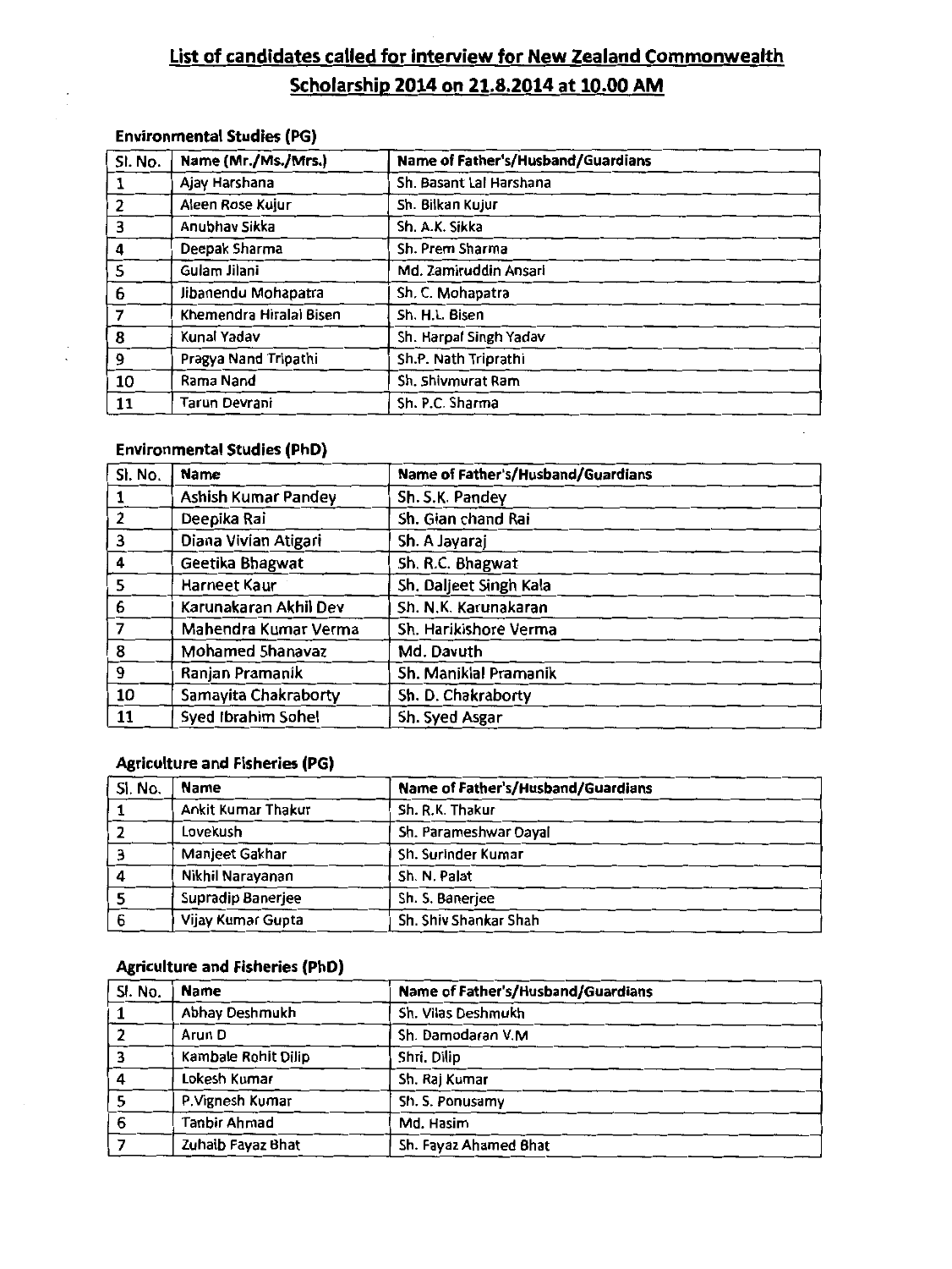## List of candidates called for interview for New Zealand Commonwealth Scholarship 2014 on 21.8.2014 at 10.00 AM

### Environmental Studies (PG)

| Sl. No. | Name (Mr./Ms./Mrs.) | Name of Father's/Husband/Guardians |
|---|---|---|
| 1 | Ajay Harshana | Sh. Basant Lal Harshana |
| 2 | Aleen Rose Kujur | Sh. Bilkan Kujur |
| 3 | Anubhav Sikka | Sh. A.K. Sikka |
| 4 | Deepak Sharma | Sh. Prem Sharma |
| 5 | Gulam Jilani | Md. Zamiruddin Ansari |
| 6 | Jibanendu Mohapatra | Sh. C. Mohapatra |
| 7 | Khemendra Hiralal Bisen | Sh. H.L. Bisen |
| 8 | Kunal Yadav | Sh. Harpal Singh Yadav |
| 9 | Pragya Nand Tripathi | Sh.P. Nath Triprathi |
| 10 | Rama Nand | Sh. Shivmurat Ram |
| 11 | Tarun Devrani | Sh. P.C. Sharma |

### Environmental Studies (PhD)

| Sl. No. | Name | Name of Father's/Husband/Guardians |
|---|---|---|
| 1 | Ashish Kumar Pandey | Sh. S.K. Pandey |
| 2 | Deepika Rai | Sh. Gian chand Rai |
| 3 | Diana Vivian Atigari | Sh. A Jayaraj |
| 4 | Geetika Bhagwat | Sh. R.C. Bhagwat |
| 5 | Harneet Kaur | Sh. Daljeet Singh Kala |
| 6 | Karunakaran Akhil Dev | Sh. N.K. Karunakaran |
| 7 | Mahendra Kumar Verma | Sh. Harikishore Verma |
| 8 | Mohamed Shanavaz | Md. Davuth |
| 9 | Ranjan Pramanik | Sh. Maniklal Pramanik |
| 10 | Samayita Chakraborty | Sh. D. Chakraborty |
| 11 | Syed Ibrahim Sohel | Sh. Syed Asgar |

### Agriculture and Fisheries (PG)

| Sl. No. | Name | Name of Father's/Husband/Guardians |
|---|---|---|
| 1 | Ankit Kumar Thakur | Sh. R.K. Thakur |
| 2 | Lovekush | Sh. Parameshwar Dayal |
| 3 | Manjeet Gakhar | Sh. Surinder Kumar |
| 4 | Nikhil Narayanan | Sh. N. Palat |
| 5 | Supradip Banerjee | Sh. S. Banerjee |
| 6 | Vijay Kumar Gupta | Sh. Shiv Shankar Shah |

### Agriculture and Fisheries (PhD)

| Sl. No. | Name | Name of Father's/Husband/Guardians |
|---|---|---|
| 1 | Abhay Deshmukh | Sh. Vilas Deshmukh |
| 2 | Arun D | Sh. Damodaran V.M |
| 3 | Kambale Rohit Dilip | Shri. Dilip |
| 4 | Lokesh Kumar | Sh. Raj Kumar |
| 5 | P.Vignesh Kumar | Sh. S. Ponusamy |
| 6 | Tanbir Ahmad | Md. Hasim |
| 7 | Zuhaib Fayaz Bhat | Sh. Fayaz Ahamed Bhat |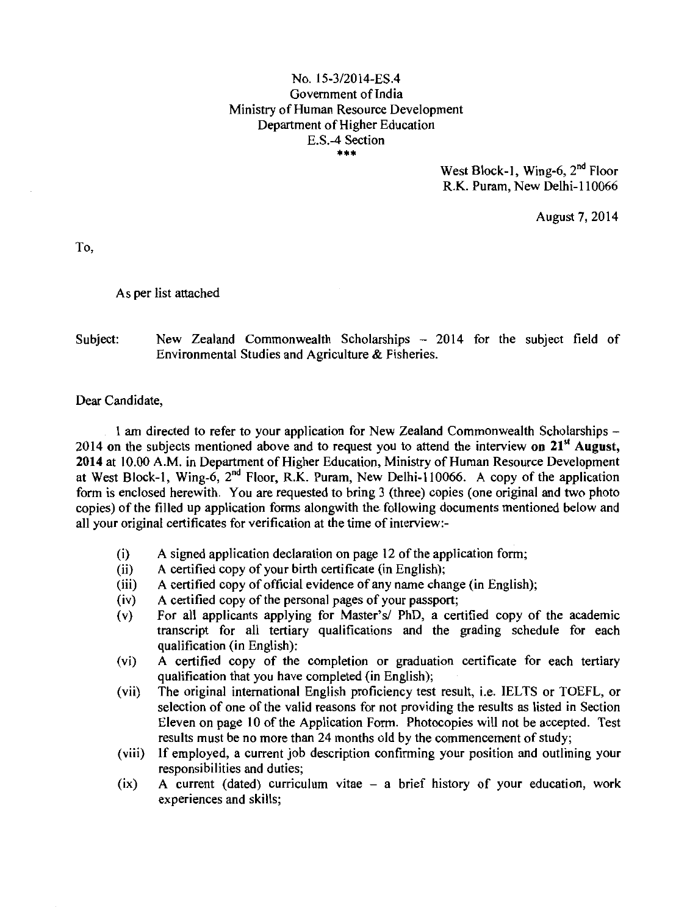No. 15-3/2014-ES.4
Government of India
Ministry of Human Resource Development
Department of Higher Education
E.S.-4 Section
\*\*\*

West Block-1, Wing-6, 2nd Floor
R.K. Puram, New Delhi-110066

August 7, 2014

To,

As per list attached

Subject: New Zealand Commonwealth Scholarships – 2014 for the subject field of Environmental Studies and Agriculture & Fisheries.

Dear Candidate,

I am directed to refer to your application for New Zealand Commonwealth Scholarships – 2014 on the subjects mentioned above and to request you to attend the interview **on 21st August, 2014** at 10.00 A.M. in Department of Higher Education, Ministry of Human Resource Development at West Block-1, Wing-6, 2nd Floor, R.K. Puram, New Delhi-110066. A copy of the application form is enclosed herewith. You are requested to bring 3 (three) copies (one original and two photo copies) of the filled up application forms alongwith the following documents mentioned below and all your original certificates for verification at the time of interview:-

- (i) A signed application declaration on page 12 of the application form;
- (ii) A certified copy of your birth certificate (in English);
- (iii) A certified copy of official evidence of any name change (in English);
- (iv) A certified copy of the personal pages of your passport;
- (v) For all applicants applying for Master's/ PhD, a certified copy of the academic transcript for all tertiary qualifications and the grading schedule for each qualification (in English):
- (vi) A certified copy of the completion or graduation certificate for each tertiary qualification that you have completed (in English);
- (vii) The original international English proficiency test result, i.e. IELTS or TOEFL, or selection of one of the valid reasons for not providing the results as listed in Section Eleven on page 10 of the Application Form. Photocopies will not be accepted. Test results must be no more than 24 months old by the commencement of study;
- (viii) If employed, a current job description confirming your position and outlining your responsibilities and duties;
- (ix) A current (dated) curriculum vitae – a brief history of your education, work experiences and skills;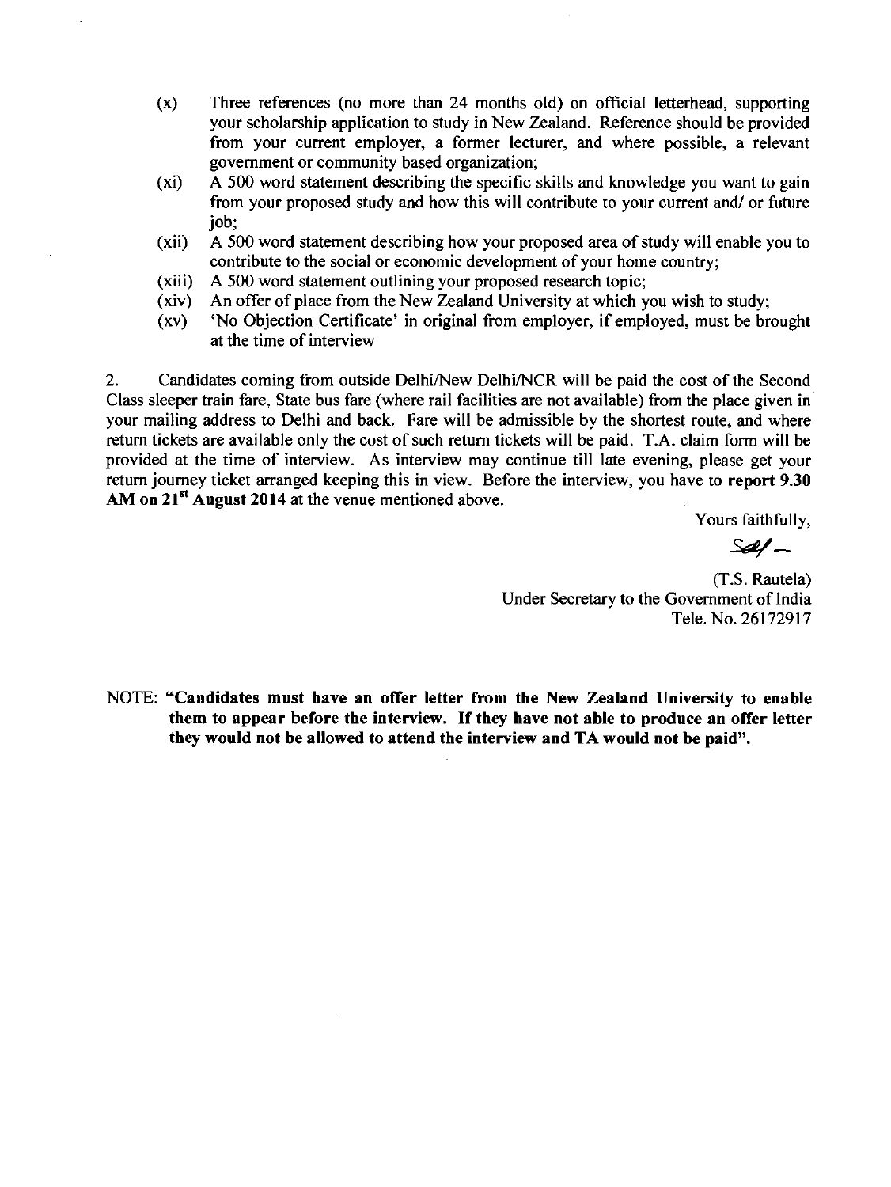(x) Three references (no more than 24 months old) on official letterhead, supporting your scholarship application to study in New Zealand. Reference should be provided from your current employer, a former lecturer, and where possible, a relevant government or community based organization;

(xi) A 500 word statement describing the specific skills and knowledge you want to gain from your proposed study and how this will contribute to your current and/ or future job;

(xii) A 500 word statement describing how your proposed area of study will enable you to contribute to the social or economic development of your home country;

(xiii) A 500 word statement outlining your proposed research topic;

(xiv) An offer of place from the New Zealand University at which you wish to study;

(xv) 'No Objection Certificate' in original from employer, if employed, must be brought at the time of interview

2. Candidates coming from outside Delhi/New Delhi/NCR will be paid the cost of the Second Class sleeper train fare, State bus fare (where rail facilities are not available) from the place given in your mailing address to Delhi and back. Fare will be admissible by the shortest route, and where return tickets are available only the cost of such return tickets will be paid. T.A. claim form will be provided at the time of interview. As interview may continue till late evening, please get your return journey ticket arranged keeping this in view. Before the interview, you have to **report 9.30 AM on 21st August 2014** at the venue mentioned above.

Yours faithfully,

Sd/-

(T.S. Rautela)
Under Secretary to the Government of India
Tele. No. 26172917

NOTE: **"Candidates must have an offer letter from the New Zealand University to enable them to appear before the interview. If they have not able to produce an offer letter they would not be allowed to attend the interview and TA would not be paid".**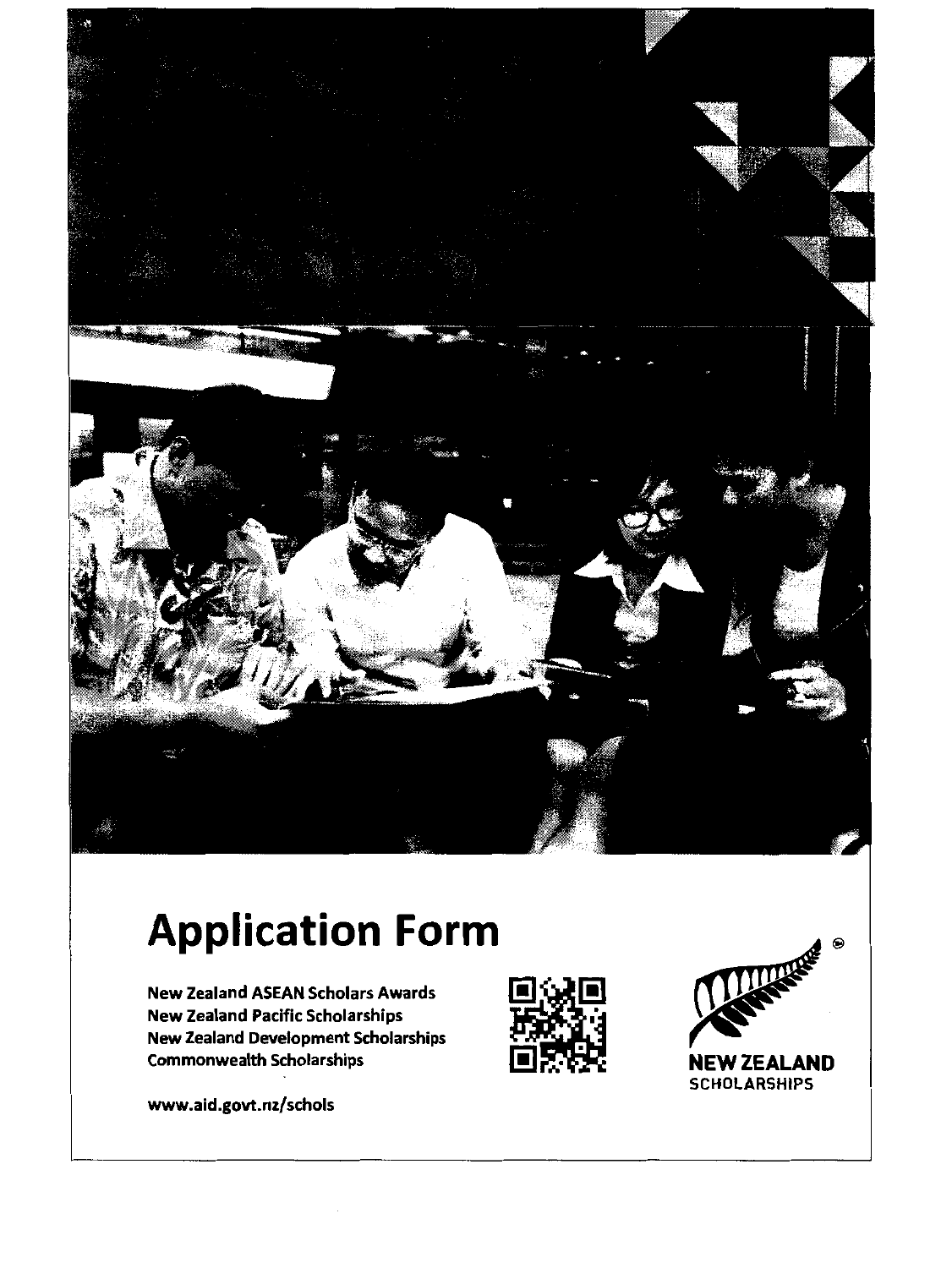# Application Form

**New Zealand ASEAN Scholars Awards**
**New Zealand Pacific Scholarships**
**New Zealand Development Scholarships**
**Commonwealth Scholarships**

**www.aid.govt.nz/schols**

**NEW ZEALAND SCHOLARSHIPS**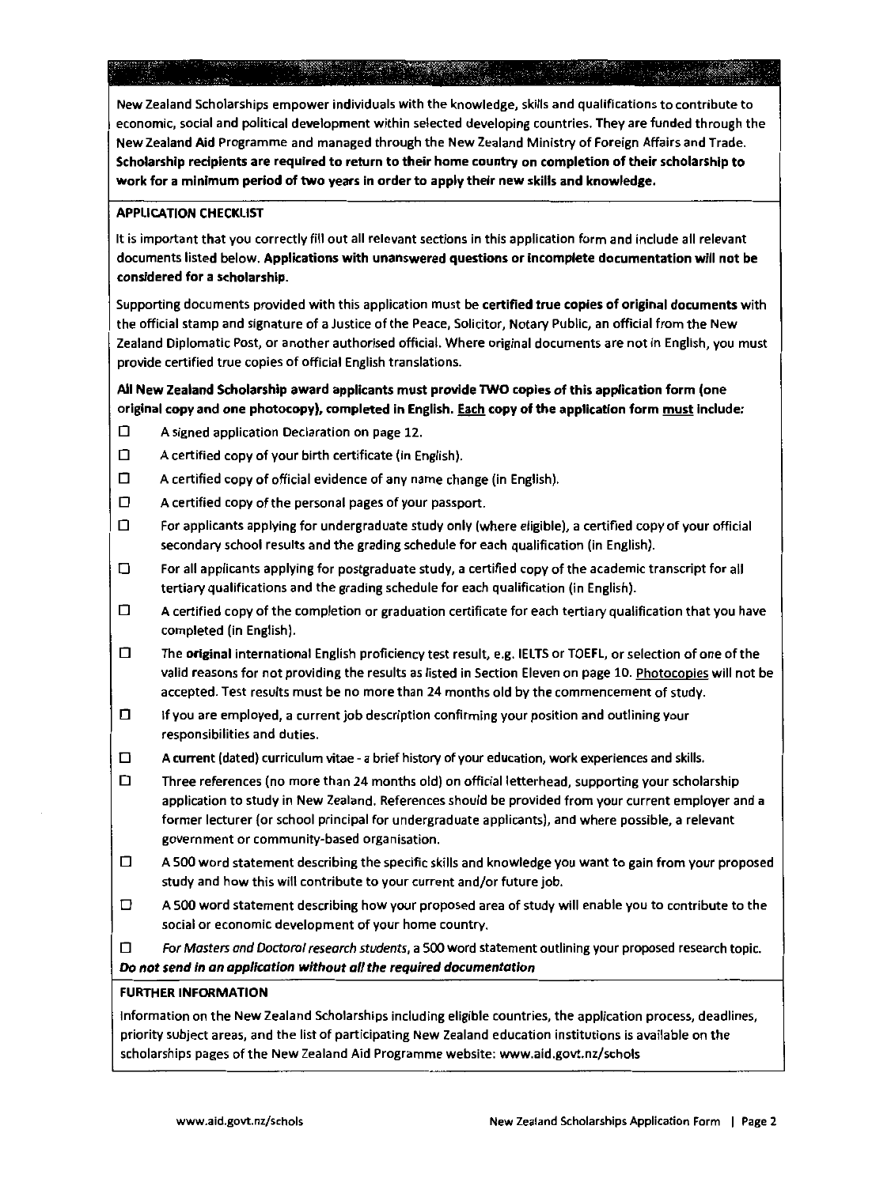New Zealand Scholarships empower individuals with the knowledge, skills and qualifications to contribute to economic, social and political development within selected developing countries. They are funded through the New Zealand Aid Programme and managed through the New Zealand Ministry of Foreign Affairs and Trade. **Scholarship recipients are required to return to their home country on completion of their scholarship to work for a minimum period of two years in order to apply their new skills and knowledge.**

## APPLICATION CHECKLIST

It is important that you correctly fill out all relevant sections in this application form and include all relevant documents listed below. **Applications with unanswered questions or incomplete documentation will not be considered for a scholarship.**

Supporting documents provided with this application must be **certified true copies of original documents** with the official stamp and signature of a Justice of the Peace, Solicitor, Notary Public, an official from the New Zealand Diplomatic Post, or another authorised official. Where original documents are not in English, you must provide certified true copies of official English translations.

**All New Zealand Scholarship award applicants must provide TWO copies of this application form (one original copy and one photocopy), completed in English. Each copy of the application form must include:**

- ☐ A signed application Declaration on page 12.
- ☐ A certified copy of your birth certificate (in English).
- ☐ A certified copy of official evidence of any name change (in English).
- ☐ A certified copy of the personal pages of your passport.
- ☐ For applicants applying for undergraduate study only (where eligible), a certified copy of your official secondary school results and the grading schedule for each qualification (in English).
- ☐ For all applicants applying for postgraduate study, a certified copy of the academic transcript for all tertiary qualifications and the grading schedule for each qualification (in English).
- ☐ A certified copy of the completion or graduation certificate for each tertiary qualification that you have completed (in English).
- ☐ The **original** international English proficiency test result, e.g. IELTS or TOEFL, or selection of one of the valid reasons for not providing the results as listed in Section Eleven on page 10. Photocopies will not be accepted. Test results must be no more than 24 months old by the commencement of study.
- ☐ If you are employed, a current job description confirming your position and outlining your responsibilities and duties.
- ☐ A **current** (dated) curriculum vitae - a brief history of your education, work experiences and skills.
- ☐ Three references (no more than 24 months old) on official letterhead, supporting your scholarship application to study in New Zealand. References should be provided from your current employer and a former lecturer (or school principal for undergraduate applicants), and where possible, a relevant government or community-based organisation.
- ☐ A 500 word statement describing the specific skills and knowledge you want to gain from your proposed study and how this will contribute to your current and/or future job.
- ☐ A 500 word statement describing how your proposed area of study will enable you to contribute to the social or economic development of your home country.
- ☐ *For Masters and Doctoral research students*, a 500 word statement outlining your proposed research topic.

***Do not send in an application without all the required documentation***

## FURTHER INFORMATION

Information on the New Zealand Scholarships including eligible countries, the application process, deadlines, priority subject areas, and the list of participating New Zealand education institutions is available on the scholarships pages of the New Zealand Aid Programme website: www.aid.govt.nz/schols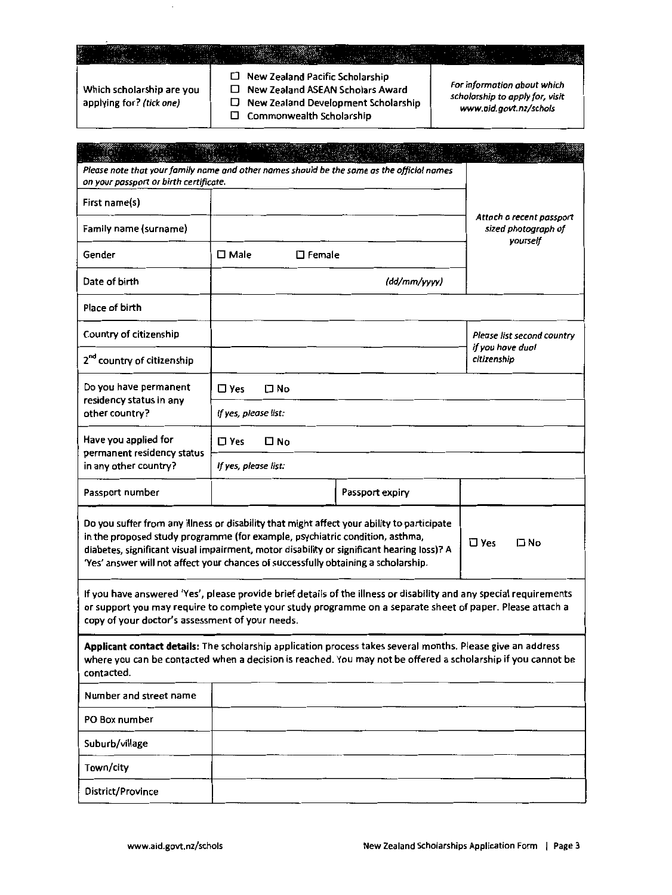| Which scholarship are you applying for? *(tick one)* | ☐ New Zealand Pacific Scholarship<br>☐ New Zealand ASEAN Scholars Award<br>☐ New Zealand Development Scholarship<br>☐ Commonwealth Scholarship | *For information about which scholarship to apply for, visit www.aid.govt.nz/schols* |
|---|---|---|

| *Please note that your family name and other names should be the same as the official names on your passport or birth certificate.* | | | *Attach a recent passport sized photograph of yourself* |
|---|---|---|---|
| First name(s) | | | |
| Family name (surname) | | | |
| Gender | ☐ Male ☐ Female | | |
| Date of birth | *(dd/mm/yyyy)* | | |
| Place of birth | | | |
| Country of citizenship | | | *Please list second country if you have dual citizenship* |
| 2nd country of citizenship | | | |
| Do you have permanent residency status in any other country? | ☐ Yes ☐ No | | |
| | *If yes, please list:* | | |
| Have you applied for permanent residency status in any other country? | ☐ Yes ☐ No | | |
| | *If yes, please list:* | | |
| Passport number | | Passport expiry | |

| Do you suffer from any illness or disability that might affect your ability to participate in the proposed study programme (for example, psychiatric condition, asthma, diabetes, significant visual impairment, motor disability or significant hearing loss)? A 'Yes' answer will not affect your chances of successfully obtaining a scholarship. | ☐ Yes ☐ No |
|---|---|

If you have answered 'Yes', please provide brief details of the illness or disability and any special requirements or support you may require to complete your study programme on a separate sheet of paper. Please attach a copy of your doctor's assessment of your needs.

**Applicant contact details:** The scholarship application process takes several months. Please give an address where you can be contacted when a decision is reached. You may not be offered a scholarship if you cannot be contacted.

| Number and street name | |
|---|---|
| PO Box number | |
| Suburb/village | |
| Town/city | |
| District/Province | |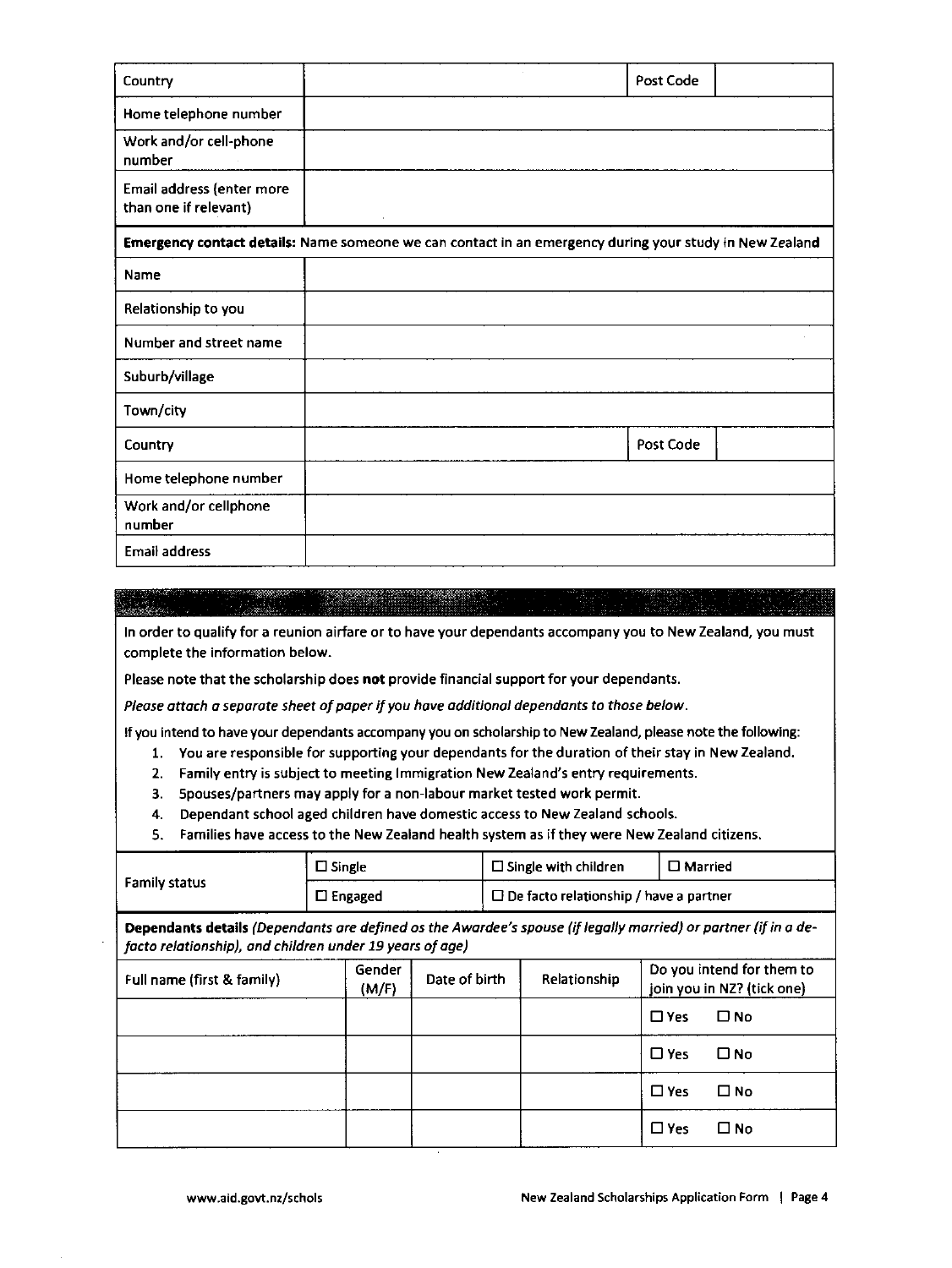| Country | | Post Code | |
|---|---|---|---|
| Home telephone number | | | |
| Work and/or cell-phone number | | | |
| Email address (enter more than one if relevant) | | | |

**Emergency contact details:** Name someone we can contact in an emergency during your study in New Zealand

| Name | | | |
|---|---|---|---|
| Relationship to you | | | |
| Number and street name | | | |
| Suburb/village | | | |
| Town/city | | | |
| Country | | Post Code | |
| Home telephone number | | | |
| Work and/or cellphone number | | | |
| Email address | | | |

In order to qualify for a reunion airfare or to have your dependants accompany you to New Zealand, you must complete the information below.

Please note that the scholarship does **not** provide financial support for your dependants.

*Please attach a separate sheet of paper if you have additional dependants to those below.*

If you intend to have your dependants accompany you on scholarship to New Zealand, please note the following:

1. You are responsible for supporting your dependants for the duration of their stay in New Zealand.
2. Family entry is subject to meeting Immigration New Zealand's entry requirements.
3. Spouses/partners may apply for a non-labour market tested work permit.
4. Dependant school aged children have domestic access to New Zealand schools.
5. Families have access to the New Zealand health system as if they were New Zealand citizens.

| Family status | ☐ Single | ☐ Single with children | ☐ Married |
|---|---|---|---|
| | ☐ Engaged | ☐ De facto relationship / have a partner | |

**Dependants details** *(Dependants are defined as the Awardee's spouse (if legally married) or partner (if in a de-facto relationship), and children under 19 years of age)*

| Full name (first & family) | Gender (M/F) | Date of birth | Relationship | Do you intend for them to join you in NZ? (tick one) |
|---|---|---|---|---|
| | | | | ☐ Yes ☐ No |
| | | | | ☐ Yes ☐ No |
| | | | | ☐ Yes ☐ No |
| | | | | ☐ Yes ☐ No |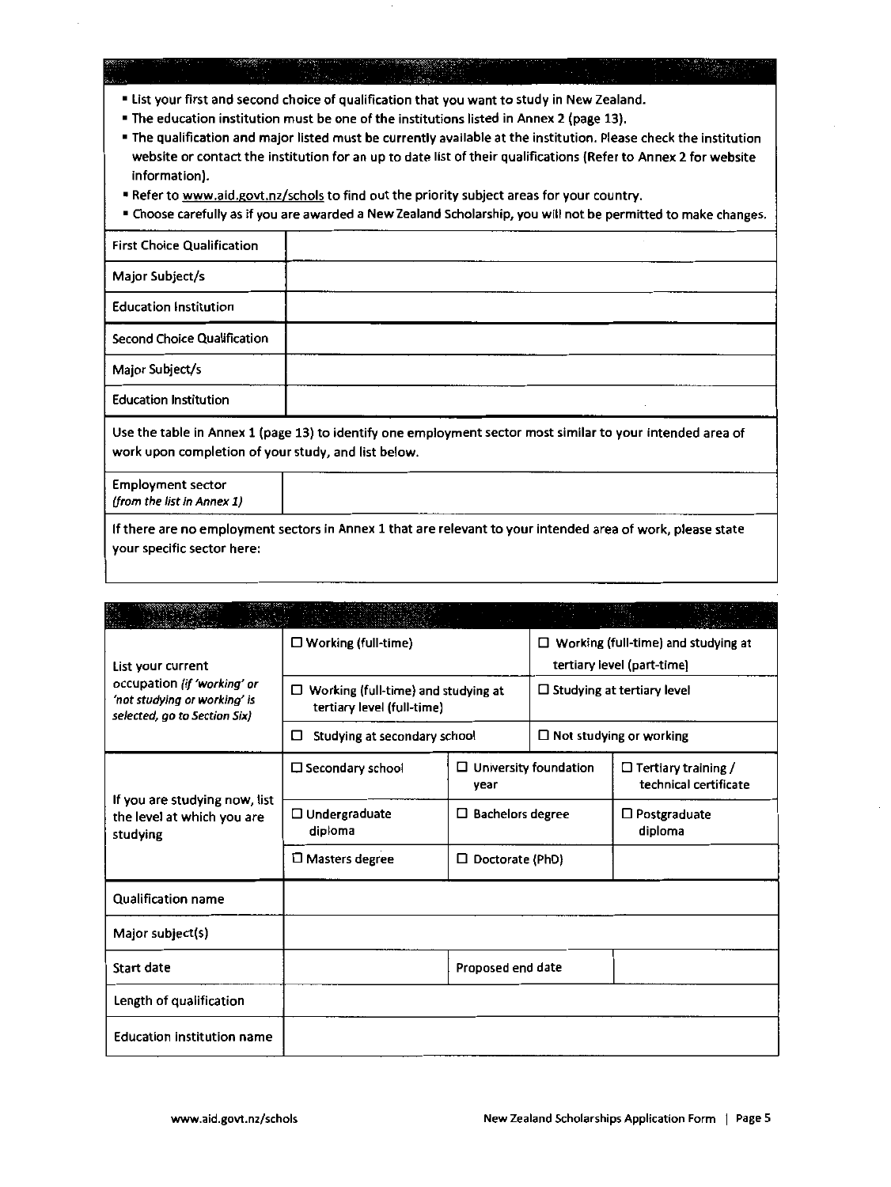- List your first and second choice of qualification that you want to study in New Zealand.
- The education institution must be one of the institutions listed in Annex 2 (page 13).
- The qualification and major listed must be currently available at the institution. Please check the institution website or contact the institution for an up to date list of their qualifications (Refer to Annex 2 for website information).
- Refer to www.aid.govt.nz/schols to find out the priority subject areas for your country.
- Choose carefully as if you are awarded a New Zealand Scholarship, you will not be permitted to make changes.

| | |
|---|---|
| First Choice Qualification | |
| Major Subject/s | |
| Education Institution | |
| Second Choice Qualification | |
| Major Subject/s | |
| Education Institution | |

Use the table in Annex 1 (page 13) to identify one employment sector most similar to your intended area of work upon completion of your study, and list below.

| | |
|---|---|
| Employment sector *(from the list in Annex 1)* | |

If there are no employment sectors in Annex 1 that are relevant to your intended area of work, please state your specific sector here:

| | | | |
|---|---|---|---|
| List your current occupation *(if 'working' or 'not studying or working' is selected, go to Section Six)* | ☐ Working (full-time) | | ☐ Working (full-time) and studying at tertiary level (part-time) |
| | ☐ Working (full-time) and studying at tertiary level (full-time) | | ☐ Studying at tertiary level |
| | ☐ Studying at secondary school | | ☐ Not studying or working |
| If you are studying now, list the level at which you are studying | ☐ Secondary school | ☐ University foundation year | ☐ Tertiary training / technical certificate |
| | ☐ Undergraduate diploma | ☐ Bachelors degree | ☐ Postgraduate diploma |
| | ☐ Masters degree | ☐ Doctorate (PhD) | |
| Qualification name | | | |
| Major subject(s) | | | |
| Start date | | Proposed end date | |
| Length of qualification | | | |
| Education institution name | | | |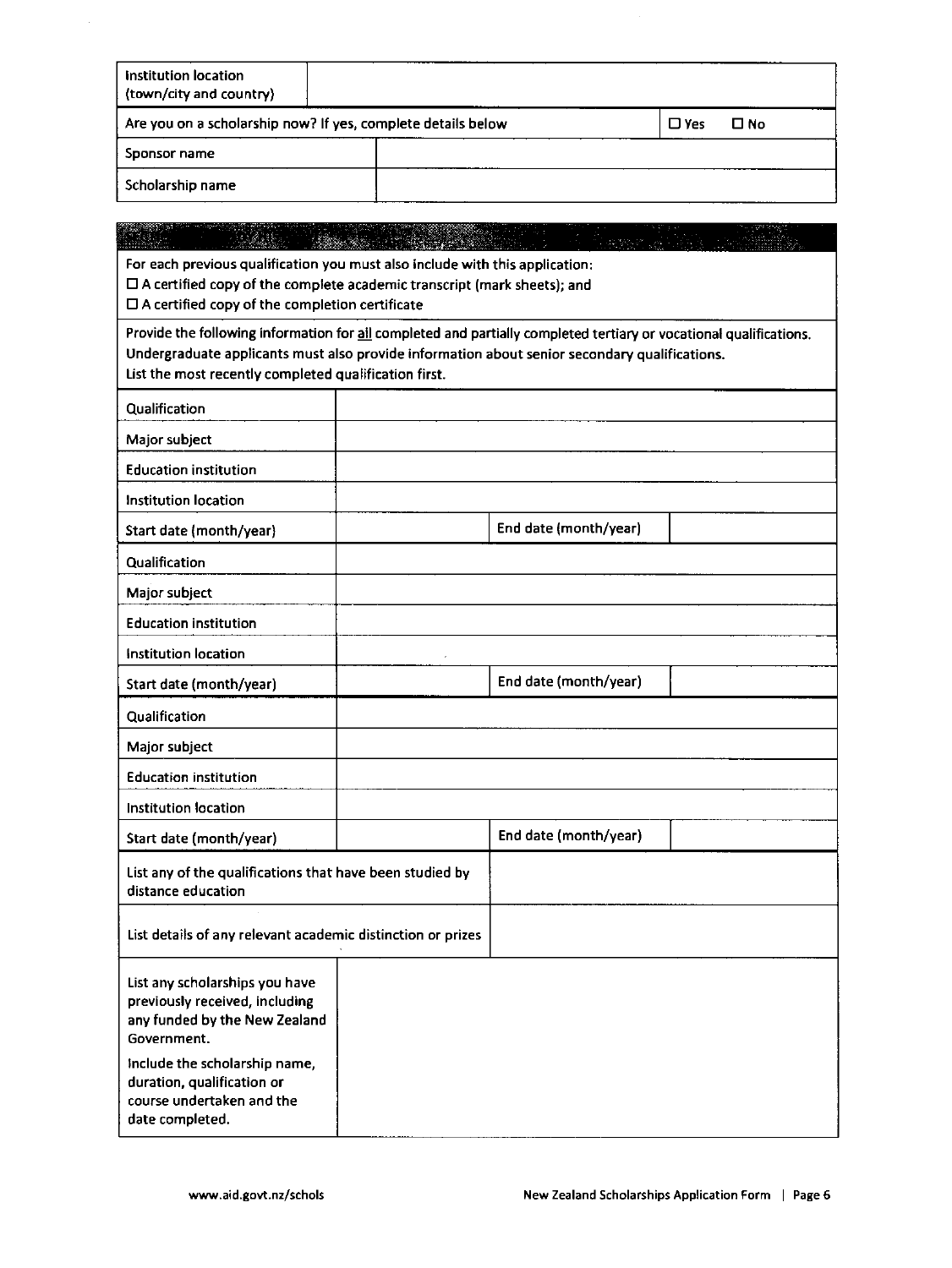| Institution location (town/city and country) | | | |
|---|---|---|---|
| Are you on a scholarship now? If yes, complete details below | | | ☐ Yes ☐ No |
| Sponsor name | | | |
| Scholarship name | | | |

For each previous qualification you must also include with this application:

☐ A certified copy of the complete academic transcript (mark sheets); and

☐ A certified copy of the completion certificate

Provide the following information for all completed and partially completed tertiary or vocational qualifications. Undergraduate applicants must also provide information about senior secondary qualifications. List the most recently completed qualification first.

| Qualification | | | |
|---|---|---|---|
| Major subject | | | |
| Education institution | | | |
| Institution location | | | |
| Start date (month/year) | | End date (month/year) | |
| Qualification | | | |
| Major subject | | | |
| Education institution | | | |
| Institution location | | | |
| Start date (month/year) | | End date (month/year) | |
| Qualification | | | |
| Major subject | | | |
| Education institution | | | |
| Institution location | | | |
| Start date (month/year) | | End date (month/year) | |

| List any of the qualifications that have been studied by distance education | |
|---|---|
| List details of any relevant academic distinction or prizes | |

| List any scholarships you have previously received, including any funded by the New Zealand Government. Include the scholarship name, duration, qualification or course undertaken and the date completed. | |
|---|---|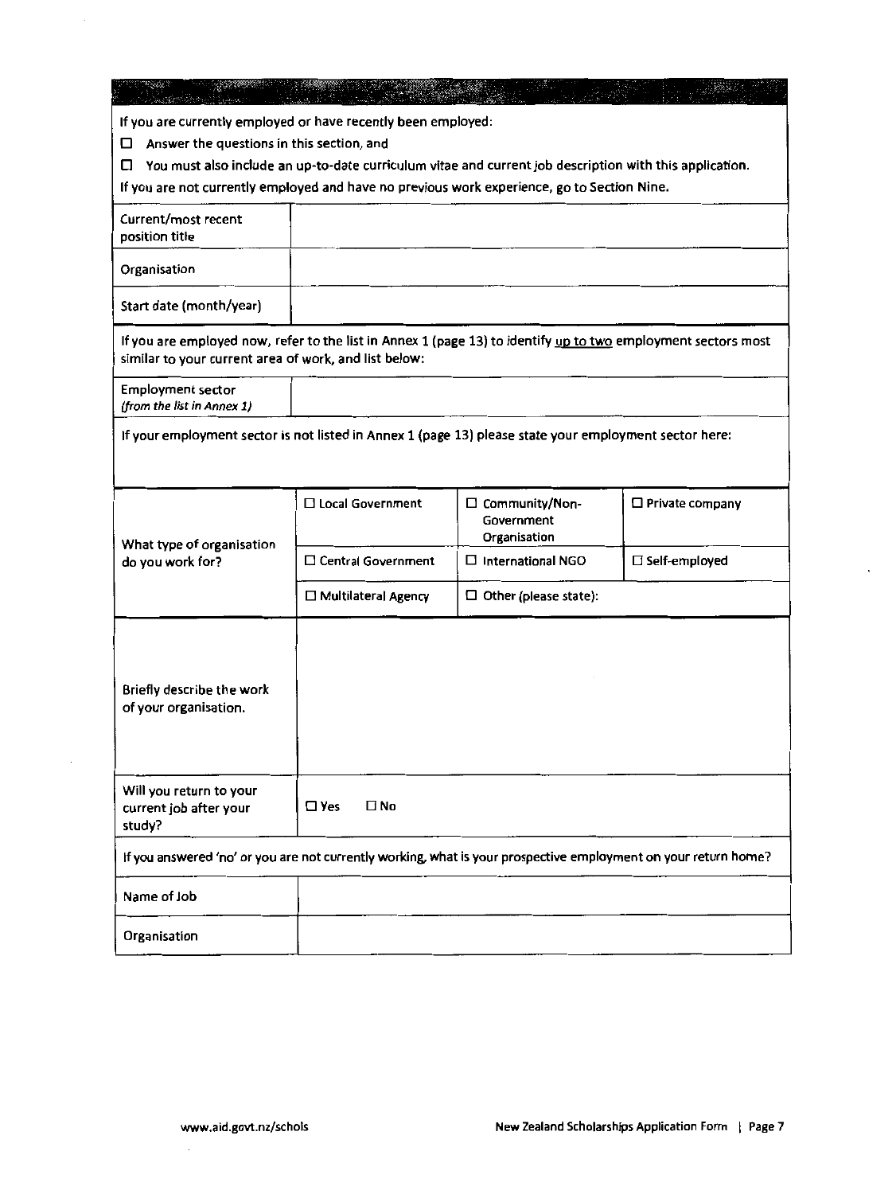If you are currently employed or have recently been employed:

- ☐ Answer the questions in this section, and
- ☐ You must also include an up-to-date curriculum vitae and current job description with this application.

If you are not currently employed and have no previous work experience, go to Section Nine.

| Current/most recent position title | |
|---|---|
| Organisation | |
| Start date (month/year) | |

If you are employed now, refer to the list in Annex 1 (page 13) to identify <u>up to two</u> employment sectors most similar to your current area of work, and list below:

| Employment sector *(from the list in Annex 1)* | |
|---|---|

If your employment sector is not listed in Annex 1 (page 13) please state your employment sector here:

| What type of organisation do you work for? | ☐ Local Government | ☐ Community/Non-Government Organisation | ☐ Private company |
|---|---|---|---|
| | ☐ Central Government | ☐ International NGO | ☐ Self-employed |
| | ☐ Multilateral Agency | ☐ Other (please state): | |

| Briefly describe the work of your organisation. | |
|---|---|
| Will you return to your current job after your study? | ☐ Yes ☐ No |

If you answered 'no' or you are not currently working, what is your prospective employment on your return home?

| Name of Job | |
|---|---|
| Organisation | |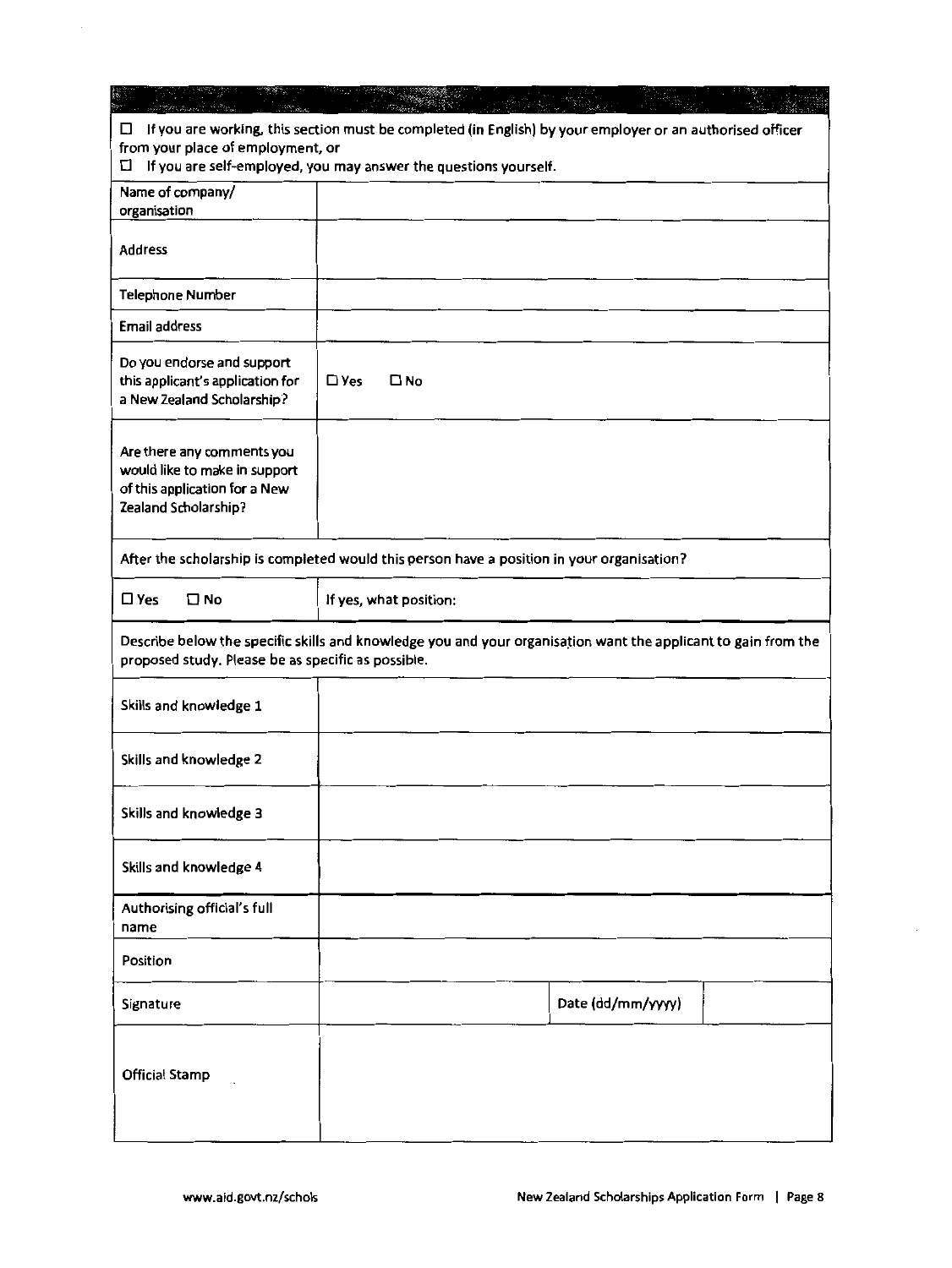☐ If you are working, this section must be completed (in English) by your employer or an authorised officer from your place of employment, or
☐ If you are self-employed, you may answer the questions yourself.

| | |
|---|---|
| Name of company/ organisation | |
| Address | |
| Telephone Number | |
| Email address | |
| Do you endorse and support this applicant's application for a New Zealand Scholarship? | ☐ Yes ☐ No |
| Are there any comments you would like to make in support of this application for a New Zealand Scholarship? | |

After the scholarship is completed would this person have a position in your organisation?

| | |
|---|---|
| ☐ Yes ☐ No | If yes, what position: |

Describe below the specific skills and knowledge you and your organisation want the applicant to gain from the proposed study. Please be as specific as possible.

| | | | |
|---|---|---|---|
| Skills and knowledge 1 | | | |
| Skills and knowledge 2 | | | |
| Skills and knowledge 3 | | | |
| Skills and knowledge 4 | | | |
| Authorising official's full name | | | |
| Position | | | |
| Signature | | Date (dd/mm/yyyy) | |
| Official Stamp | | | |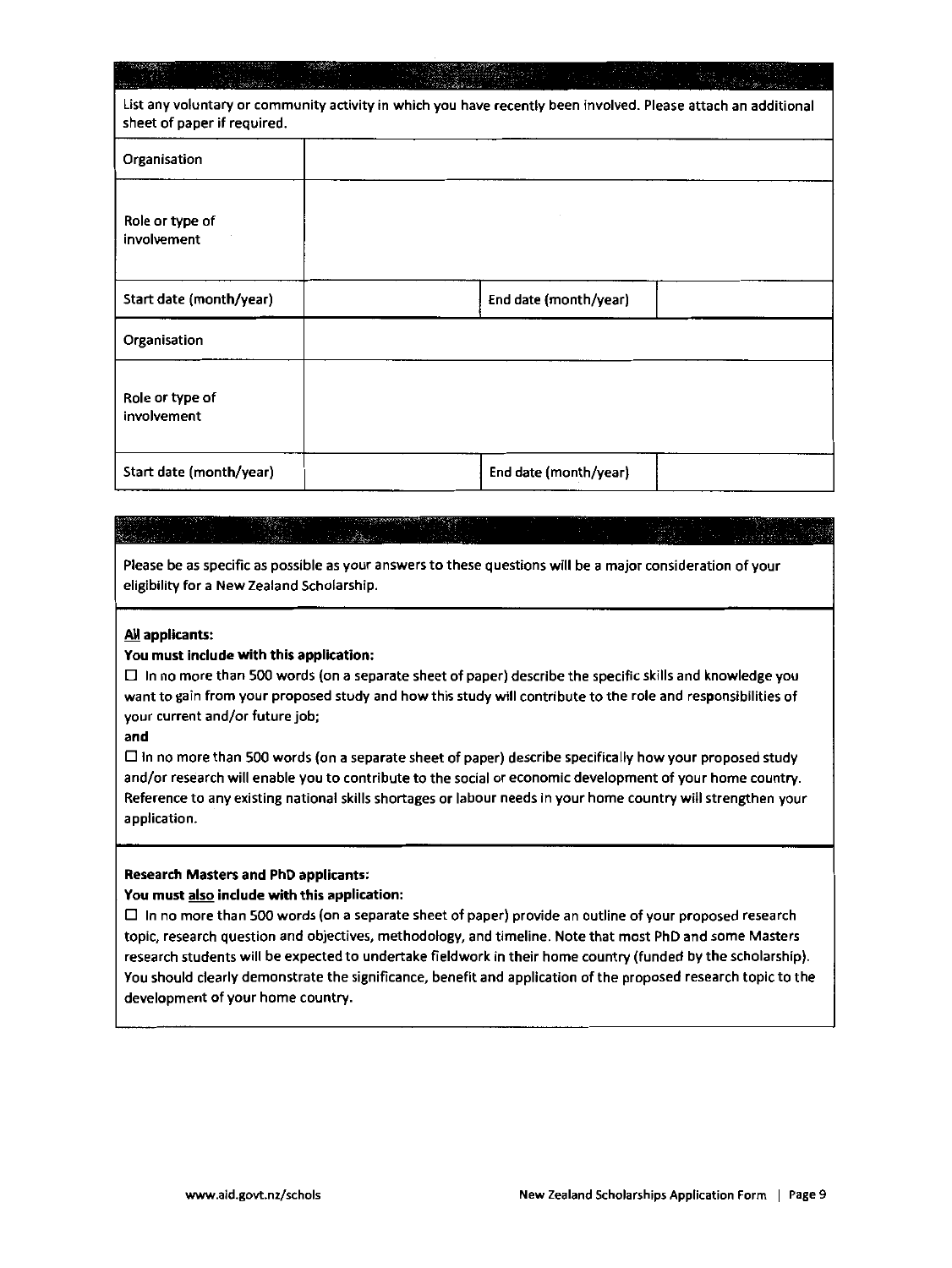List any voluntary or community activity in which you have recently been involved. Please attach an additional sheet of paper if required.

| Organisation | | | |
|---|---|---|---|
| Role or type of involvement | | | |
| Start date (month/year) | | End date (month/year) | |
| Organisation | | | |
| Role or type of involvement | | | |
| Start date (month/year) | | End date (month/year) | |

Please be as specific as possible as your answers to these questions will be a major consideration of your eligibility for a New Zealand Scholarship.

**All applicants:**

**You must include with this application:**

☐ In no more than 500 words (on a separate sheet of paper) describe the specific skills and knowledge you want to gain from your proposed study and how this study will contribute to the role and responsibilities of your current and/or future job;

**and**

☐ In no more than 500 words (on a separate sheet of paper) describe specifically how your proposed study and/or research will enable you to contribute to the social or economic development of your home country. Reference to any existing national skills shortages or labour needs in your home country will strengthen your application.

**Research Masters and PhD applicants:**

**You must also include with this application:**

☐ In no more than 500 words (on a separate sheet of paper) provide an outline of your proposed research topic, research question and objectives, methodology, and timeline. Note that most PhD and some Masters research students will be expected to undertake fieldwork in their home country (funded by the scholarship). You should clearly demonstrate the significance, benefit and application of the proposed research topic to the development of your home country.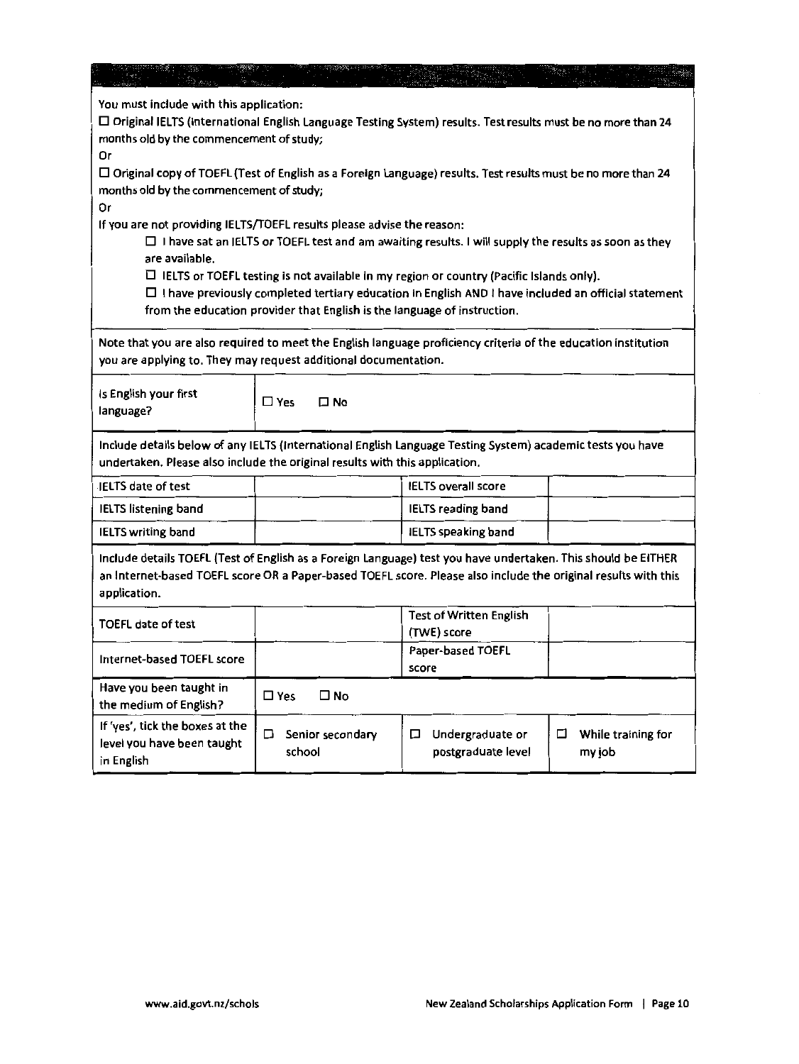You must include with this application:

☐ Original IELTS (International English Language Testing System) results. Test results must be no more than 24 months old by the commencement of study;

Or

☐ Original copy of TOEFL (Test of English as a Foreign Language) results. Test results must be no more than 24 months old by the commencement of study;

Or

If you are not providing IELTS/TOEFL results please advise the reason:

- ☐ I have sat an IELTS or TOEFL test and am awaiting results. I will supply the results as soon as they are available.
- ☐ IELTS or TOEFL testing is not available in my region or country (Pacific Islands only).
- ☐ I have previously completed tertiary education in English AND I have included an official statement from the education provider that English is the language of instruction.

Note that you are also required to meet the English language proficiency criteria of the education institution you are applying to. They may request additional documentation.

| Is English your first language? | ☐ Yes ☐ No |
|---|---|

Include details below of any IELTS (International English Language Testing System) academic tests you have undertaken. Please also include the original results with this application.

| IELTS date of test | | IELTS overall score | |
|---|---|---|---|
| IELTS listening band | | IELTS reading band | |
| IELTS writing band | | IELTS speaking band | |

Include details TOEFL (Test of English as a Foreign Language) test you have undertaken. This should be EITHER an Internet-based TOEFL score OR a Paper-based TOEFL score. Please also include the original results with this application.

| TOEFL date of test | | Test of Written English (TWE) score | |
|---|---|---|---|
| Internet-based TOEFL score | | Paper-based TOEFL score | |
| Have you been taught in the medium of English? | ☐ Yes ☐ No | | |
| If 'yes', tick the boxes at the level you have been taught in English | ☐ Senior secondary school | ☐ Undergraduate or postgraduate level | ☐ While training for my job |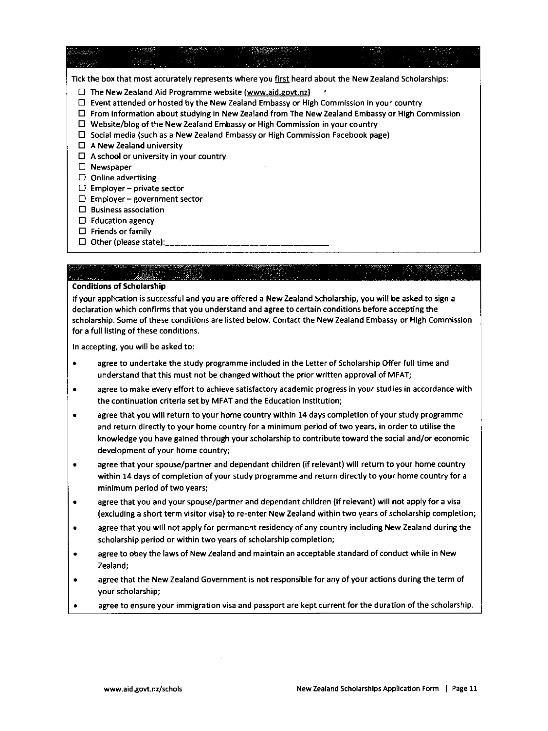Tick the box that most accurately represents where you first heard about the New Zealand Scholarships:

- ☐ The New Zealand Aid Programme website (www.aid.govt.nz)
- ☐ Event attended or hosted by the New Zealand Embassy or High Commission in your country
- ☐ From information about studying in New Zealand from The New Zealand Embassy or High Commission
- ☐ Website/blog of the New Zealand Embassy or High Commission in your country
- ☐ Social media (such as a New Zealand Embassy or High Commission Facebook page)
- ☐ A New Zealand university
- ☐ A school or university in your country
- ☐ Newspaper
- ☐ Online advertising
- ☐ Employer – private sector
- ☐ Employer – government sector
- ☐ Business association
- ☐ Education agency
- ☐ Friends or family
- ☐ Other (please state):\_\_\_\_\_\_\_\_\_\_\_\_\_\_\_\_\_\_\_\_\_\_\_\_\_\_\_\_\_\_\_\_\_\_

**Conditions of Scholarship**

If your application is successful and you are offered a New Zealand Scholarship, you will be asked to sign a declaration which confirms that you understand and agree to certain conditions before accepting the scholarship. Some of these conditions are listed below. Contact the New Zealand Embassy or High Commission for a full listing of these conditions.

In accepting, you will be asked to:

- agree to undertake the study programme included in the Letter of Scholarship Offer full time and understand that this must not be changed without the prior written approval of MFAT;
- agree to make every effort to achieve satisfactory academic progress in your studies in accordance with the continuation criteria set by MFAT and the Education Institution;
- agree that you will return to your home country within 14 days completion of your study programme and return directly to your home country for a minimum period of two years, in order to utilise the knowledge you have gained through your scholarship to contribute toward the social and/or economic development of your home country;
- agree that your spouse/partner and dependant children (if relevant) will return to your home country within 14 days of completion of your study programme and return directly to your home country for a minimum period of two years;
- agree that you and your spouse/partner and dependant children (if relevant) will not apply for a visa (excluding a short term visitor visa) to re-enter New Zealand within two years of scholarship completion;
- agree that you will not apply for permanent residency of any country including New Zealand during the scholarship period or within two years of scholarship completion;
- agree to obey the laws of New Zealand and maintain an acceptable standard of conduct while in New Zealand;
- agree that the New Zealand Government is not responsible for any of your actions during the term of your scholarship;
- agree to ensure your immigration visa and passport are kept current for the duration of the scholarship.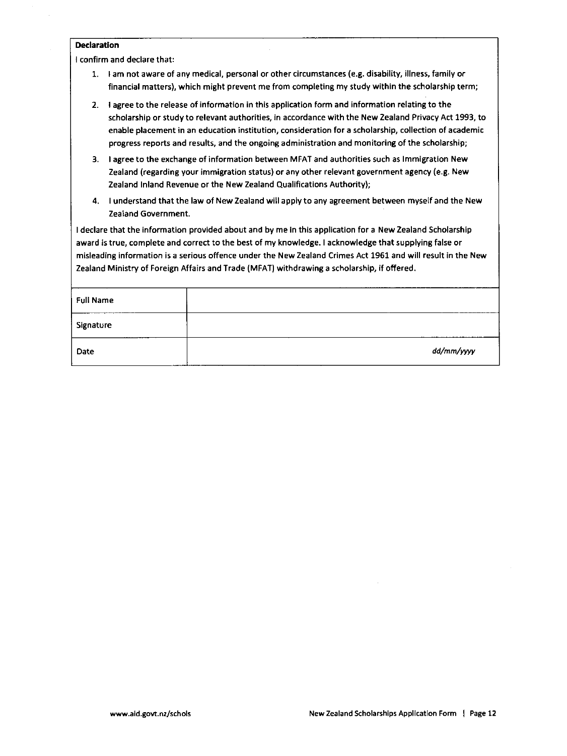**Declaration**

I confirm and declare that:

1. I am not aware of any medical, personal or other circumstances (e.g. disability, illness, family or financial matters), which might prevent me from completing my study within the scholarship term;
2. I agree to the release of information in this application form and information relating to the scholarship or study to relevant authorities, in accordance with the New Zealand Privacy Act 1993, to enable placement in an education institution, consideration for a scholarship, collection of academic progress reports and results, and the ongoing administration and monitoring of the scholarship;
3. I agree to the exchange of information between MFAT and authorities such as Immigration New Zealand (regarding your immigration status) or any other relevant government agency (e.g. New Zealand Inland Revenue or the New Zealand Qualifications Authority);
4. I understand that the law of New Zealand will apply to any agreement between myself and the New Zealand Government.

I declare that the information provided about and by me in this application for a New Zealand Scholarship award is true, complete and correct to the best of my knowledge. I acknowledge that supplying false or misleading information is a serious offence under the New Zealand Crimes Act 1961 and will result in the New Zealand Ministry of Foreign Affairs and Trade (MFAT) withdrawing a scholarship, if offered.

| Full Name | |
|---|---|
| Signature | |
| Date | *dd/mm/yyyy* |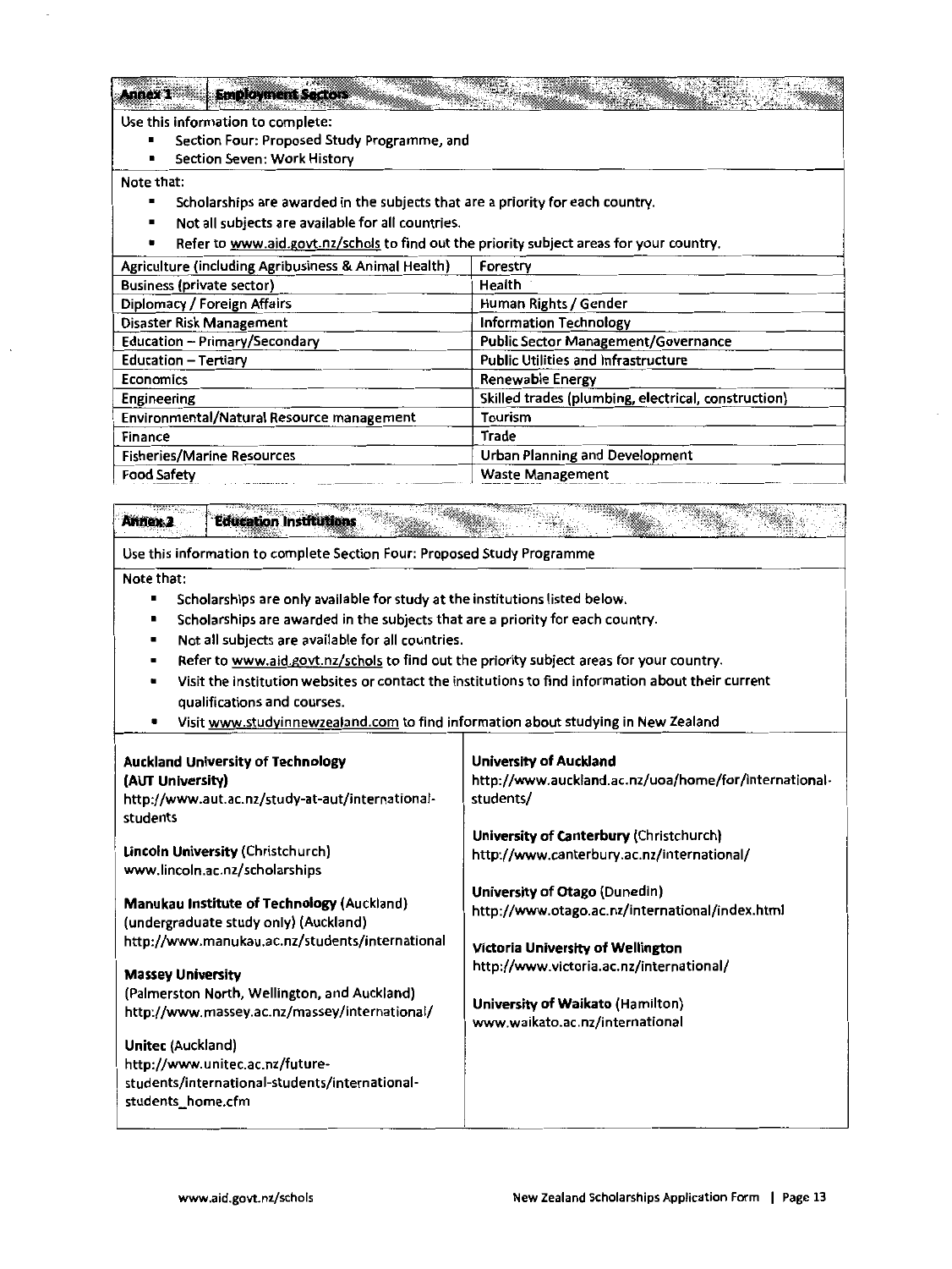## Annex 1 Employment Sectors

Use this information to complete:

- Section Four: Proposed Study Programme, and
- Section Seven: Work History

Note that:

- Scholarships are awarded in the subjects that are a priority for each country.
- Not all subjects are available for all countries.
- Refer to www.aid.govt.nz/schols to find out the priority subject areas for your country.

| | |
|---|---|
| Agriculture (including Agribusiness & Animal Health) | Forestry |
| Business (private sector) | Health |
| Diplomacy / Foreign Affairs | Human Rights / Gender |
| Disaster Risk Management | Information Technology |
| Education – Primary/Secondary | Public Sector Management/Governance |
| Education – Tertiary | Public Utilities and Infrastructure |
| Economics | Renewable Energy |
| Engineering | Skilled trades (plumbing, electrical, construction) |
| Environmental/Natural Resource management | Tourism |
| Finance | Trade |
| Fisheries/Marine Resources | Urban Planning and Development |
| Food Safety | Waste Management |

## Annex 2 Education Institutions

Use this information to complete Section Four: Proposed Study Programme

Note that:

- Scholarships are only available for study at the institutions listed below.
- Scholarships are awarded in the subjects that are a priority for each country.
- Not all subjects are available for all countries.
- Refer to www.aid.govt.nz/schols to find out the priority subject areas for your country.
- Visit the institution websites or contact the institutions to find information about their current qualifications and courses.
- Visit www.studyinnewzealand.com to find information about studying in New Zealand

**Auckland University of Technology (AUT University)**
http://www.aut.ac.nz/study-at-aut/international-students

**Lincoln University** (Christchurch)
www.lincoln.ac.nz/scholarships

**Manukau Institute of Technology** (Auckland) (undergraduate study only) (Auckland)
http://www.manukau.ac.nz/students/international

**Massey University**
(Palmerston North, Wellington, and Auckland)
http://www.massey.ac.nz/massey/international/

**Unitec** (Auckland)
http://www.unitec.ac.nz/future-students/international-students/international-students_home.cfm

**University of Auckland**
http://www.auckland.ac.nz/uoa/home/for/international-students/

**University of Canterbury** (Christchurch)
http://www.canterbury.ac.nz/international/

**University of Otago** (Dunedin)
http://www.otago.ac.nz/international/index.html

**Victoria University of Wellington**
http://www.victoria.ac.nz/international/

**University of Waikato** (Hamilton)
www.waikato.ac.nz/international